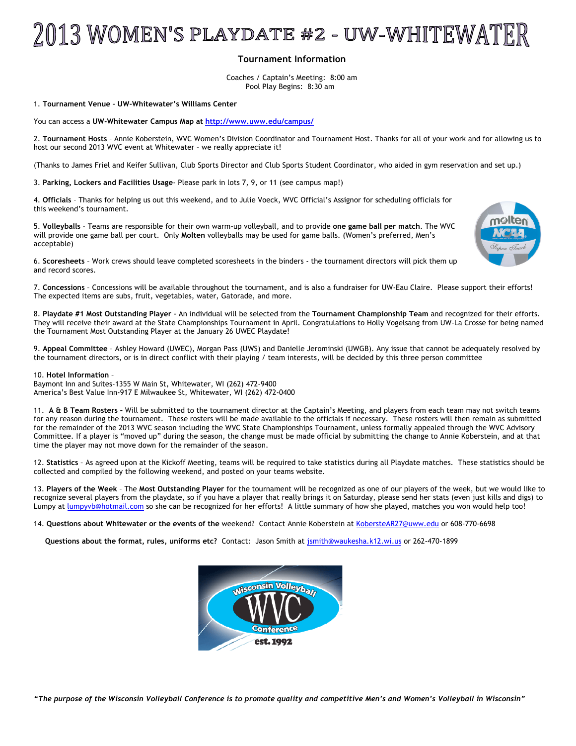# 2013 WOMEN'S PLAYDATE #2 - UW-WHITEWATER

## Tournament Information

Coaches / Captain's Meeting: 8:00 am
Pool Play Begins: 8:30 am

1. **Tournament Venue – UW-Whitewater's Williams Center**

You can access a **UW-Whitewater Campus Map at** http://www.uww.edu/campus/

2. **Tournament Hosts** – Annie Koberstein, WVC Women's Division Coordinator and Tournament Host. Thanks for all of your work and for allowing us to host our second 2013 WVC event at Whitewater – we really appreciate it!

(Thanks to James Friel and Keifer Sullivan, Club Sports Director and Club Sports Student Coordinator, who aided in gym reservation and set up.)

3. **Parking, Lockers and Facilities Usage**- Please park in lots 7, 9, or 11 (see campus map!)

4. **Officials** – Thanks for helping us out this weekend, and to Julie Voeck, WVC Official's Assignor for scheduling officials for this weekend's tournament.

5. **Volleyballs** – Teams are responsible for their own warm-up volleyball, and to provide **one game ball per match**. The WVC will provide one game ball per court. Only **Molten** volleyballs may be used for game balls. (Women's preferred, Men's acceptable)

6. **Scoresheets** – Work crews should leave completed scoresheets in the binders - the tournament directors will pick them up and record scores.

7. **Concessions** – Concessions will be available throughout the tournament, and is also a fundraiser for UW-Eau Claire. Please support their efforts! The expected items are subs, fruit, vegetables, water, Gatorade, and more.

8. **Playdate #1 Most Outstanding Player** – An individual will be selected from the **Tournament Championship Team** and recognized for their efforts. They will receive their award at the State Championships Tournament in April. Congratulations to Holly Vogelsang from UW-La Crosse for being named the Tournament Most Outstanding Player at the January 26 UWEC Playdate!

9. **Appeal Committee** – Ashley Howard (UWEC), Morgan Pass (UWS) and Danielle Jerominski (UWGB). Any issue that cannot be adequately resolved by the tournament directors, or is in direct conflict with their playing / team interests, will be decided by this three person committee

10. **Hotel Information** –
Baymont Inn and Suites-1355 W Main St, Whitewater, WI (262) 472-9400
America's Best Value Inn-917 E Milwaukee St, Whitewater, WI (262) 472-0400

11. **A & B Team Rosters** – Will be submitted to the tournament director at the Captain's Meeting, and players from each team may not switch teams for any reason during the tournament. These rosters will be made available to the officials if necessary. These rosters will then remain as submitted for the remainder of the 2013 WVC season including the WVC State Championships Tournament, unless formally appealed through the WVC Advisory Committee. If a player is "moved up" during the season, the change must be made official by submitting the change to Annie Koberstein, and at that time the player may not move down for the remainder of the season.

12. **Statistics** – As agreed upon at the Kickoff Meeting, teams will be required to take statistics during all Playdate matches. These statistics should be collected and compiled by the following weekend, and posted on your teams website.

13. **Players of the Week** – The **Most Outstanding Player** for the tournament will be recognized as one of our players of the week, but we would like to recognize several players from the playdate, so if you have a player that really brings it on Saturday, please send her stats (even just kills and digs) to Lumpy at lumpyvb@hotmail.com so she can be recognized for her efforts! A little summary of how she played, matches you won would help too!

14. **Questions about Whitewater or the events of the** weekend? Contact Annie Koberstein at KobersteAR27@uww.edu or 608-770-6698

**Questions about the format, rules, uniforms etc?** Contact: Jason Smith at jsmith@waukesha.k12.wi.us or 262-470-1899

*"The purpose of the Wisconsin Volleyball Conference is to promote quality and competitive Men's and Women's Volleyball in Wisconsin"*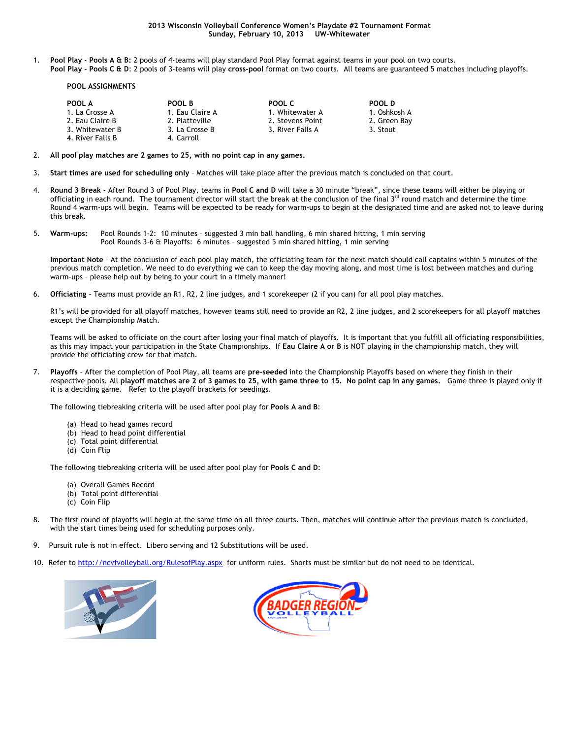**2013 Wisconsin Volleyball Conference Women's Playdate #2 Tournament Format**
**Sunday, February 10, 2013 UW-Whitewater**

1. **Pool Play** - **Pools A & B:** 2 pools of 4-teams will play standard Pool Play format against teams in your pool on two courts.
   **Pool Play - Pools C & D**: 2 pools of 3-teams will play **cross-pool** format on two courts. All teams are guaranteed 5 matches including playoffs.

   **POOL ASSIGNMENTS**

   | POOL A | POOL B | POOL C | POOL D |
   |---|---|---|---|
   | 1. La Crosse A | 1. Eau Claire A | 1. Whitewater A | 1. Oshkosh A |
   | 2. Eau Claire B | 2. Platteville | 2. Stevens Point | 2. Green Bay |
   | 3. Whitewater B | 3. La Crosse B | 3. River Falls A | 3. Stout |
   | 4. River Falls B | 4. Carroll | | |

2. **All pool play matches are 2 games to 25, with no point cap in any games.**

3. **Start times are used for scheduling only** – Matches will take place after the previous match is concluded on that court.

4. **Round 3 Break** - After Round 3 of Pool Play, teams in **Pool C and D** will take a 30 minute "break", since these teams will either be playing or officiating in each round. The tournament director will start the break at the conclusion of the final 3rd round match and determine the time Round 4 warm-ups will begin. Teams will be expected to be ready for warm-ups to begin at the designated time and are asked not to leave during this break.

5. **Warm-ups:** Pool Rounds 1-2: 10 minutes – suggested 3 min ball handling, 6 min shared hitting, 1 min serving
   Pool Rounds 3-6 & Playoffs: 6 minutes – suggested 5 min shared hitting, 1 min serving

   **Important Note** – At the conclusion of each pool play match, the officiating team for the next match should call captains within 5 minutes of the previous match completion. We need to do everything we can to keep the day moving along, and most time is lost between matches and during warm-ups – please help out by being to your court in a timely manner!

6. **Officiating** - Teams must provide an R1, R2, 2 line judges, and 1 scorekeeper (2 if you can) for all pool play matches.

   R1's will be provided for all playoff matches, however teams still need to provide an R2, 2 line judges, and 2 scorekeepers for all playoff matches except the Championship Match.

   Teams will be asked to officiate on the court after losing your final match of playoffs. It is important that you fulfill all officiating responsibilities, as this may impact your participation in the State Championships. If **Eau Claire A or B** is NOT playing in the championship match, they will provide the officiating crew for that match.

7. **Playoffs** - After the completion of Pool Play, all teams are **pre-seeded** into the Championship Playoffs based on where they finish in their respective pools. All **playoff matches are 2 of 3 games to 25, with game three to 15. No point cap in any games.** Game three is played only if it is a deciding game. Refer to the playoff brackets for seedings.

   The following tiebreaking criteria will be used after pool play for **Pools A and B**:

   (a) Head to head games record
   (b) Head to head point differential
   (c) Total point differential
   (d) Coin Flip

   The following tiebreaking criteria will be used after pool play for **Pools C and D**:

   (a) Overall Games Record
   (b) Total point differential
   (c) Coin Flip

8. The first round of playoffs will begin at the same time on all three courts. Then, matches will continue after the previous match is concluded, with the start times being used for scheduling purposes only.

9. Pursuit rule is not in effect. Libero serving and 12 Substitutions will be used.

10. Refer to http://ncvfvolleyball.org/RulesofPlay.aspx for uniform rules. Shorts must be similar but do not need to be identical.